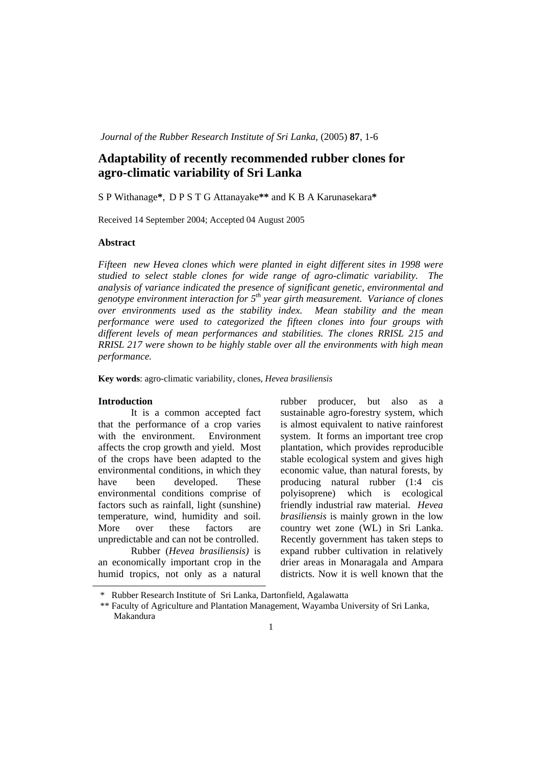# Adaptability of recently recommended rubber clones for agro-climatic variability of Sri Lanka

S P Withanage*, D P S T G Attanayake** and K B A Karunasekara*

Received 14 September 2004; Accepted 04 August 2005

## Abstract

*Fifteen new Hevea clones which were planted in eight different sites in 1998 were studied to select stable clones for wide range of agro-climatic variability. The analysis of variance indicated the presence of significant genetic, environmental and genotype environment interaction for 5$^{th}$ year girth measurement. Variance of clones over environments used as the stability index. Mean stability and the mean performance were used to categorized the fifteen clones into four groups with different levels of mean performances and stabilities. The clones RRISL 215 and RRISL 217 were shown to be highly stable over all the environments with high mean performance.*

**Key words**: agro-climatic variability, clones, *Hevea brasiliensis*

## Introduction

It is a common accepted fact that the performance of a crop varies with the environment. Environment affects the crop growth and yield. Most of the crops have been adapted to the environmental conditions, in which they have been developed. These environmental conditions comprise of factors such as rainfall, light (sunshine) temperature, wind, humidity and soil. More over these factors are unpredictable and can not be controlled.

Rubber (*Hevea brasiliensis)* is an economically important crop in the humid tropics, not only as a natural rubber producer, but also as a sustainable agro-forestry system, which is almost equivalent to native rainforest system. It forms an important tree crop plantation, which provides reproducible stable ecological system and gives high economic value, than natural forests, by producing natural rubber (1:4 cis polyisoprene) which is ecological friendly industrial raw material. *Hevea brasiliensis* is mainly grown in the low country wet zone (WL) in Sri Lanka. Recently government has taken steps to expand rubber cultivation in relatively drier areas in Monaragala and Ampara districts. Now it is well known that the

\* Rubber Research Institute of Sri Lanka, Dartonfield, Agalawatta

\*\* Faculty of Agriculture and Plantation Management, Wayamba University of Sri Lanka, Makandura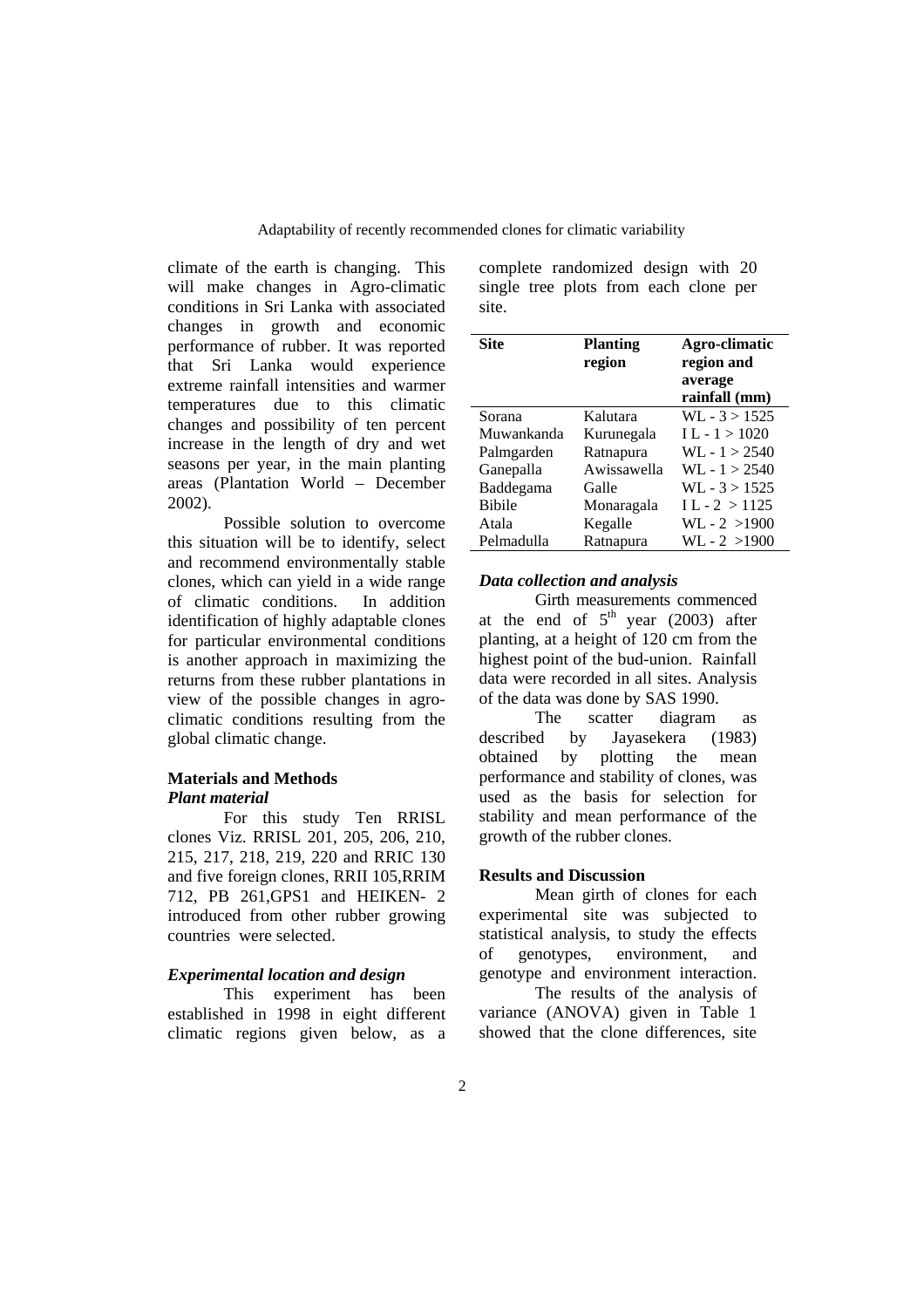climate of the earth is changing. This will make changes in Agro-climatic conditions in Sri Lanka with associated changes in growth and economic performance of rubber. It was reported that Sri Lanka would experience extreme rainfall intensities and warmer temperatures due to this climatic changes and possibility of ten percent increase in the length of dry and wet seasons per year, in the main planting areas (Plantation World – December 2002).

Possible solution to overcome this situation will be to identify, select and recommend environmentally stable clones, which can yield in a wide range of climatic conditions. In addition identification of highly adaptable clones for particular environmental conditions is another approach in maximizing the returns from these rubber plantations in view of the possible changes in agro-climatic conditions resulting from the global climatic change.

## Materials and Methods

### *Plant material*

For this study Ten RRISL clones Viz. RRISL 201, 205, 206, 210, 215, 217, 218, 219, 220 and RRIC 130 and five foreign clones, RRII 105,RRIM 712, PB 261,GPS1 and HEIKEN- 2 introduced from other rubber growing countries were selected.

### *Experimental location and design*

This experiment has been established in 1998 in eight different climatic regions given below, as a complete randomized design with 20 single tree plots from each clone per site.

| Site | Planting region | Agro-climatic region and average rainfall (mm) |
|---|---|---|
| Sorana | Kalutara | WL - 3 > 1525 |
| Muwankanda | Kurunegala | I L - 1 > 1020 |
| Palmgarden | Ratnapura | WL - 1 > 2540 |
| Ganepalla | Awissawella | WL - 1 > 2540 |
| Baddegama | Galle | WL - 3 > 1525 |
| Bibile | Monaragala | I L - 2 > 1125 |
| Atala | Kegalle | WL - 2 >1900 |
| Pelmadulla | Ratnapura | WL - 2 >1900 |

### *Data collection and analysis*

Girth measurements commenced at the end of $5^{th}$ year (2003) after planting, at a height of 120 cm from the highest point of the bud-union. Rainfall data were recorded in all sites. Analysis of the data was done by SAS 1990.

The scatter diagram as described by Jayasekera (1983) obtained by plotting the mean performance and stability of clones, was used as the basis for selection for stability and mean performance of the growth of the rubber clones.

## Results and Discussion

Mean girth of clones for each experimental site was subjected to statistical analysis, to study the effects of genotypes, environment, and genotype and environment interaction.

The results of the analysis of variance (ANOVA) given in Table 1 showed that the clone differences, site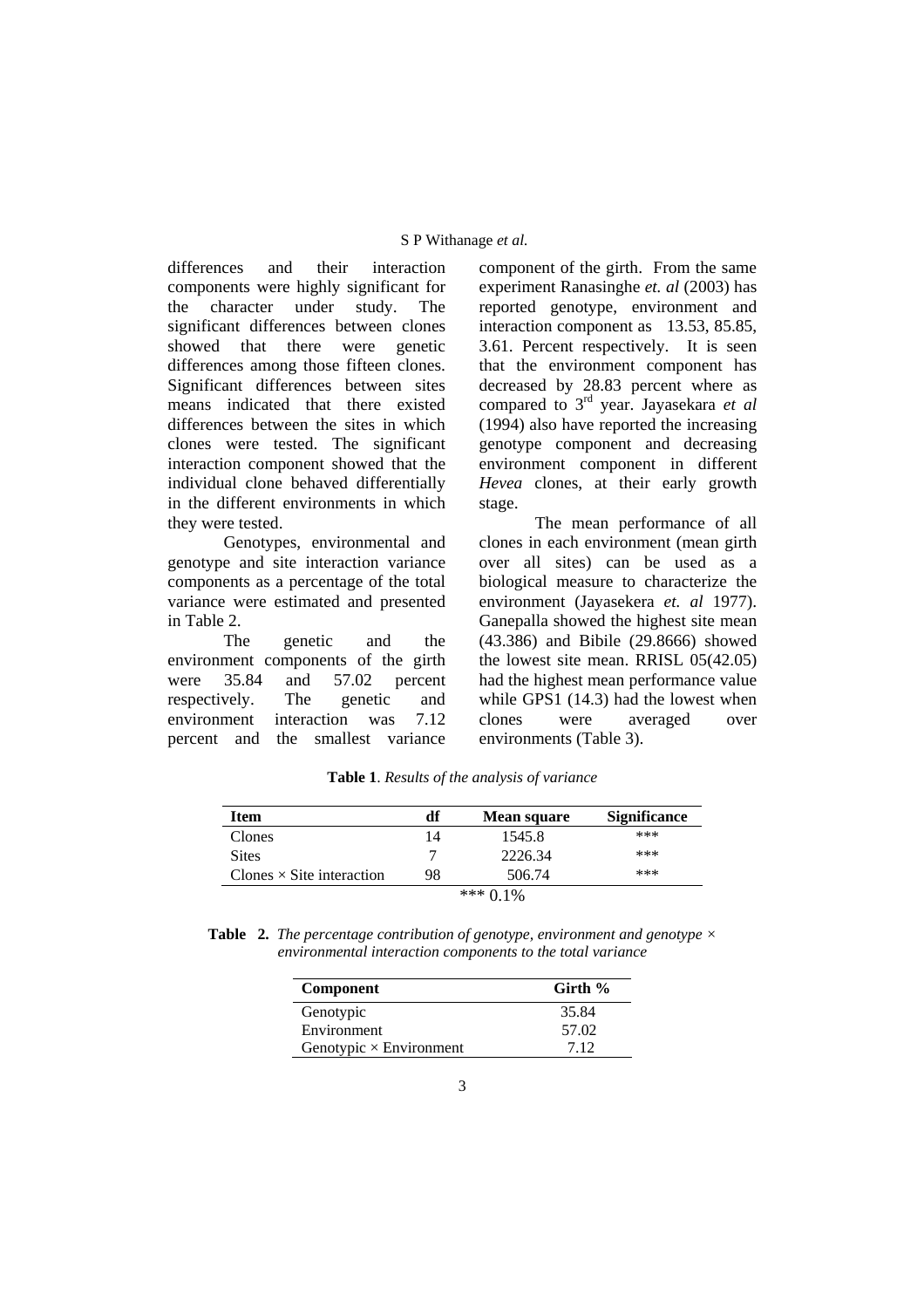differences and their interaction components were highly significant for the character under study. The significant differences between clones showed that there were genetic differences among those fifteen clones. Significant differences between sites means indicated that there existed differences between the sites in which clones were tested. The significant interaction component showed that the individual clone behaved differentially in the different environments in which they were tested.

Genotypes, environmental and genotype and site interaction variance components as a percentage of the total variance were estimated and presented in Table 2.

The genetic and the environment components of the girth were 35.84 and 57.02 percent respectively. The genetic and environment interaction was 7.12 percent and the smallest variance component of the girth. From the same experiment Ranasinghe *et. al* (2003) has reported genotype, environment and interaction component as 13.53, 85.85, 3.61. Percent respectively. It is seen that the environment component has decreased by 28.83 percent where as compared to 3rd year. Jayasekara *et al* (1994) also have reported the increasing genotype component and decreasing environment component in different *Hevea* clones, at their early growth stage.

The mean performance of all clones in each environment (mean girth over all sites) can be used as a biological measure to characterize the environment (Jayasekera *et. al* 1977). Ganepalla showed the highest site mean (43.386) and Bibile (29.8666) showed the lowest site mean. RRISL 05(42.05) had the highest mean performance value while GPS1 (14.3) had the lowest when clones were averaged over environments (Table 3).

**Table 1**. *Results of the analysis of variance*

| Item | df | Mean square | Significance |
|---|---|---|---|
| Clones | 14 | 1545.8 | *** |
| Sites | 7 | 2226.34 | *** |
| Clones × Site interaction | 98 | 506.74 | *** |

*** 0.1%

**Table 2.** *The percentage contribution of genotype, environment and genotype × environmental interaction components to the total variance*

| Component | Girth % |
|---|---|
| Genotypic | 35.84 |
| Environment | 57.02 |
| Genotypic × Environment | 7.12 |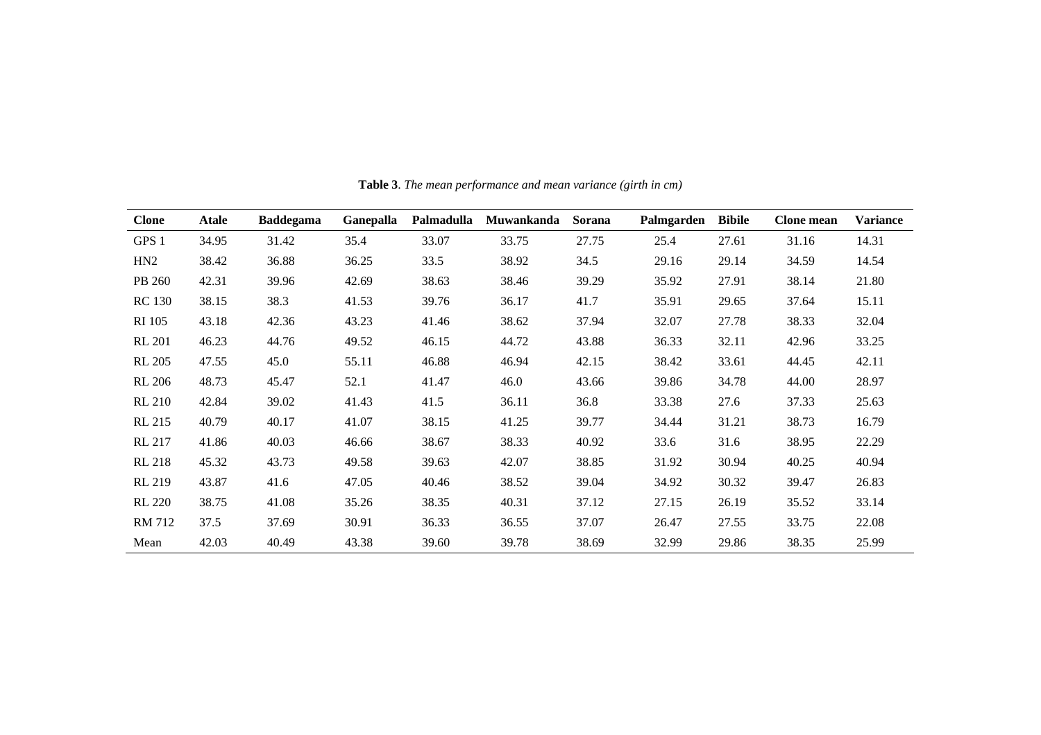**Table 3**. *The mean performance and mean variance (girth in cm)*

| Clone | Atale | Baddegama | Ganepalla | Palmadulla | Muwankanda | Sorana | Palmgarden | Bibile | Clone mean | Variance |
|---|---|---|---|---|---|---|---|---|---|---|
| GPS 1 | 34.95 | 31.42 | 35.4 | 33.07 | 33.75 | 27.75 | 25.4 | 27.61 | 31.16 | 14.31 |
| HN2 | 38.42 | 36.88 | 36.25 | 33.5 | 38.92 | 34.5 | 29.16 | 29.14 | 34.59 | 14.54 |
| PB 260 | 42.31 | 39.96 | 42.69 | 38.63 | 38.46 | 39.29 | 35.92 | 27.91 | 38.14 | 21.80 |
| RC 130 | 38.15 | 38.3 | 41.53 | 39.76 | 36.17 | 41.7 | 35.91 | 29.65 | 37.64 | 15.11 |
| RI 105 | 43.18 | 42.36 | 43.23 | 41.46 | 38.62 | 37.94 | 32.07 | 27.78 | 38.33 | 32.04 |
| RL 201 | 46.23 | 44.76 | 49.52 | 46.15 | 44.72 | 43.88 | 36.33 | 32.11 | 42.96 | 33.25 |
| RL 205 | 47.55 | 45.0 | 55.11 | 46.88 | 46.94 | 42.15 | 38.42 | 33.61 | 44.45 | 42.11 |
| RL 206 | 48.73 | 45.47 | 52.1 | 41.47 | 46.0 | 43.66 | 39.86 | 34.78 | 44.00 | 28.97 |
| RL 210 | 42.84 | 39.02 | 41.43 | 41.5 | 36.11 | 36.8 | 33.38 | 27.6 | 37.33 | 25.63 |
| RL 215 | 40.79 | 40.17 | 41.07 | 38.15 | 41.25 | 39.77 | 34.44 | 31.21 | 38.73 | 16.79 |
| RL 217 | 41.86 | 40.03 | 46.66 | 38.67 | 38.33 | 40.92 | 33.6 | 31.6 | 38.95 | 22.29 |
| RL 218 | 45.32 | 43.73 | 49.58 | 39.63 | 42.07 | 38.85 | 31.92 | 30.94 | 40.25 | 40.94 |
| RL 219 | 43.87 | 41.6 | 47.05 | 40.46 | 38.52 | 39.04 | 34.92 | 30.32 | 39.47 | 26.83 |
| RL 220 | 38.75 | 41.08 | 35.26 | 38.35 | 40.31 | 37.12 | 27.15 | 26.19 | 35.52 | 33.14 |
| RM 712 | 37.5 | 37.69 | 30.91 | 36.33 | 36.55 | 37.07 | 26.47 | 27.55 | 33.75 | 22.08 |
| Mean | 42.03 | 40.49 | 43.38 | 39.60 | 39.78 | 38.69 | 32.99 | 29.86 | 38.35 | 25.99 |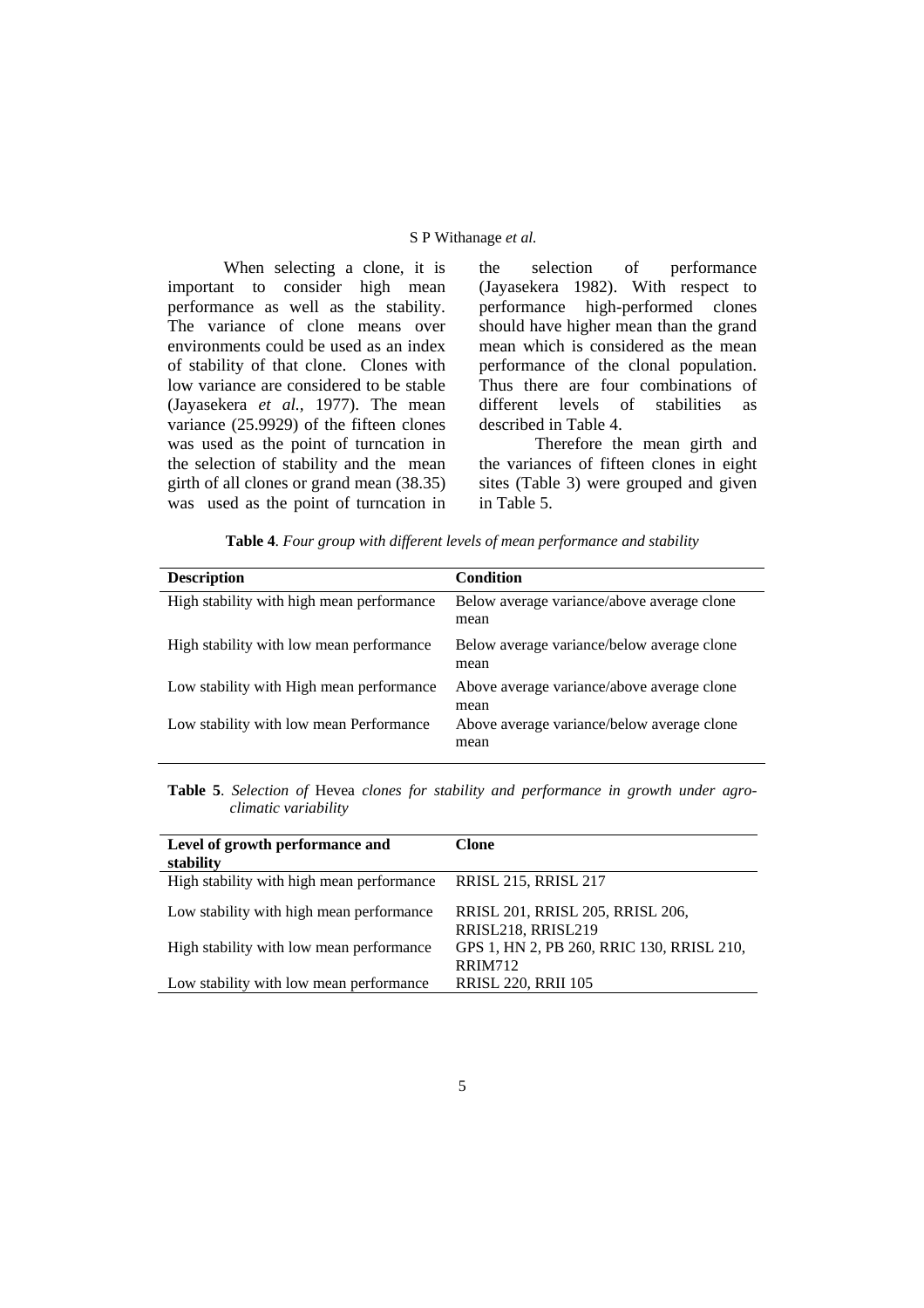When selecting a clone, it is important to consider high mean performance as well as the stability. The variance of clone means over environments could be used as an index of stability of that clone. Clones with low variance are considered to be stable (Jayasekera *et al.,* 1977). The mean variance (25.9929) of the fifteen clones was used as the point of turncation in the selection of stability and the mean girth of all clones or grand mean (38.35) was used as the point of turncation in the selection of performance (Jayasekera 1982). With respect to performance high-performed clones should have higher mean than the grand mean which is considered as the mean performance of the clonal population. Thus there are four combinations of different levels of stabilities as described in Table 4.

Therefore the mean girth and the variances of fifteen clones in eight sites (Table 3) were grouped and given in Table 5.

**Table 4**. *Four group with different levels of mean performance and stability*

| Description | Condition |
|---|---|
| High stability with high mean performance | Below average variance/above average clone mean |
| High stability with low mean performance | Below average variance/below average clone mean |
| Low stability with High mean performance | Above average variance/above average clone mean |
| Low stability with low mean Performance | Above average variance/below average clone mean |

**Table 5**. *Selection of* Hevea *clones for stability and performance in growth under agro-climatic variability*

| Level of growth performance and stability | Clone |
|---|---|
| High stability with high mean performance | RRISL 215, RRISL 217 |
| Low stability with high mean performance | RRISL 201, RRISL 205, RRISL 206, RRISL218, RRISL219 |
| High stability with low mean performance | GPS 1, HN 2, PB 260, RRIC 130, RRISL 210, RRIM712 |
| Low stability with low mean performance | RRISL 220, RRII 105 |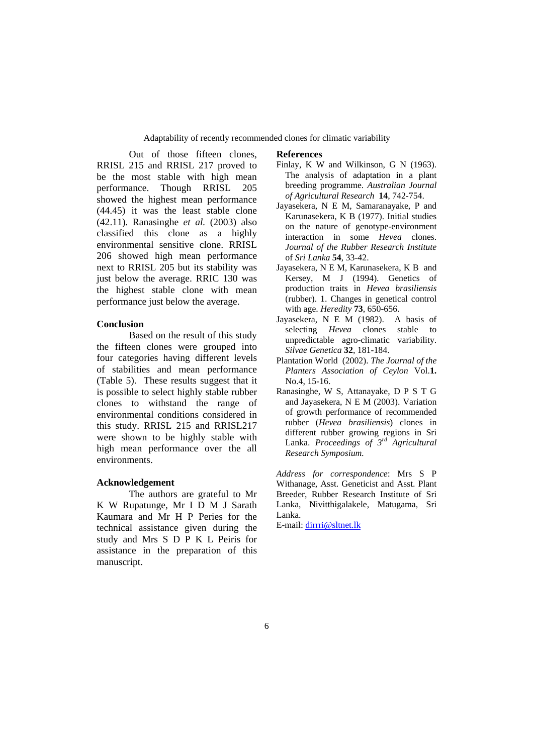Out of those fifteen clones, RRISL 215 and RRISL 217 proved to be the most stable with high mean performance. Though RRISL 205 showed the highest mean performance (44.45) it was the least stable clone (42.11). Ranasinghe *et al.* (2003) also classified this clone as a highly environmental sensitive clone. RRISL 206 showed high mean performance next to RRISL 205 but its stability was just below the average. RRIC 130 was the highest stable clone with mean performance just below the average.

## Conclusion

Based on the result of this study the fifteen clones were grouped into four categories having different levels of stabilities and mean performance (Table 5). These results suggest that it is possible to select highly stable rubber clones to withstand the range of environmental conditions considered in this study. RRISL 215 and RRISL217 were shown to be highly stable with high mean performance over the all environments.

## Acknowledgement

The authors are grateful to Mr K W Rupatunge, Mr I D M J Sarath Kaumara and Mr H P Peries for the technical assistance given during the study and Mrs S D P K L Peiris for assistance in the preparation of this manuscript.

## References

Finlay, K W and Wilkinson, G N (1963). The analysis of adaptation in a plant breeding programme. *Australian Journal of Agricultural Research* **14**, 742-754.

Jayasekera, N E M, Samaranayake, P and Karunasekera, K B (1977). Initial studies on the nature of genotype-environment interaction in some *Hevea* clones. *Journal of the Rubber Research Institute of Sri Lanka* **54**, 33-42.

Jayasekera, N E M, Karunasekera, K B and Kersey, M J (1994). Genetics of production traits in *Hevea brasiliensis* (rubber). 1. Changes in genetical control with age. *Heredity* **73**, 650-656.

Jayasekera, N E M (1982). A basis of selecting *Hevea* clones stable to unpredictable agro-climatic variability. *Silvae Genetica* **32**, 181-184.

Plantation World (2002). *The Journal of the Planters Association of Ceylon* Vol.**1.** No.4, 15-16.

Ranasinghe, W S, Attanayake, D P S T G and Jayasekera, N E M (2003). Variation of growth performance of recommended rubber (*Hevea brasiliensis*) clones in different rubber growing regions in Sri Lanka. *Proceedings of 3rd Agricultural Research Symposium.*

*Address for correspondence*: Mrs S P Withanage, Asst. Geneticist and Asst. Plant Breeder, Rubber Research Institute of Sri Lanka, Nivitthigalakele, Matugama, Sri Lanka.
E-mail: dirrri@sltnet.lk